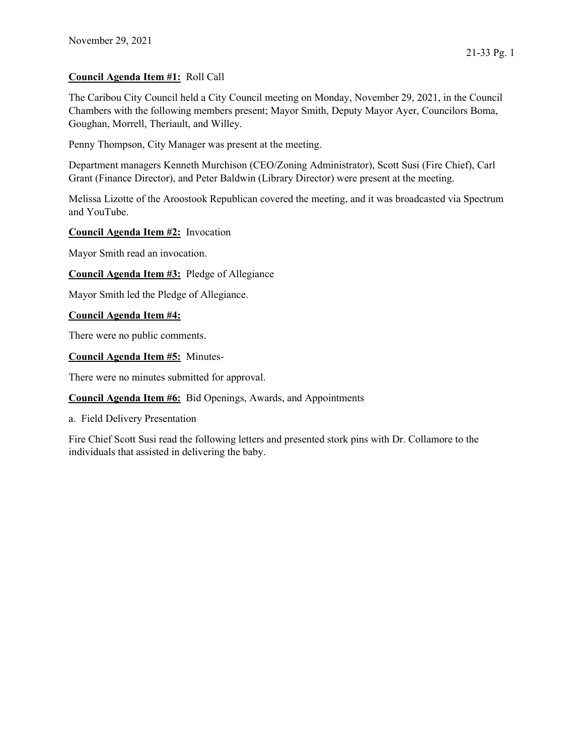November 29, 2021

**Council Agenda Item #1:** Roll Call

The Caribou City Council held a City Council meeting on Monday, November 29, 2021, in the Council Chambers with the following members present; Mayor Smith, Deputy Mayor Ayer, Councilors Boma, Goughan, Morrell, Theriault, and Willey.

Penny Thompson, City Manager was present at the meeting.

Department managers Kenneth Murchison (CEO/Zoning Administrator), Scott Susi (Fire Chief), Carl Grant (Finance Director), and Peter Baldwin (Library Director) were present at the meeting.

Melissa Lizotte of the Aroostook Republican covered the meeting, and it was broadcasted via Spectrum and YouTube.

**Council Agenda Item #2:** Invocation

Mayor Smith read an invocation.

**Council Agenda Item #3:** Pledge of Allegiance

Mayor Smith led the Pledge of Allegiance.

**Council Agenda Item #4:**

There were no public comments.

**Council Agenda Item #5:** Minutes-

There were no minutes submitted for approval.

**Council Agenda Item #6:** Bid Openings, Awards, and Appointments

a. Field Delivery Presentation

Fire Chief Scott Susi read the following letters and presented stork pins with Dr. Collamore to the individuals that assisted in delivering the baby.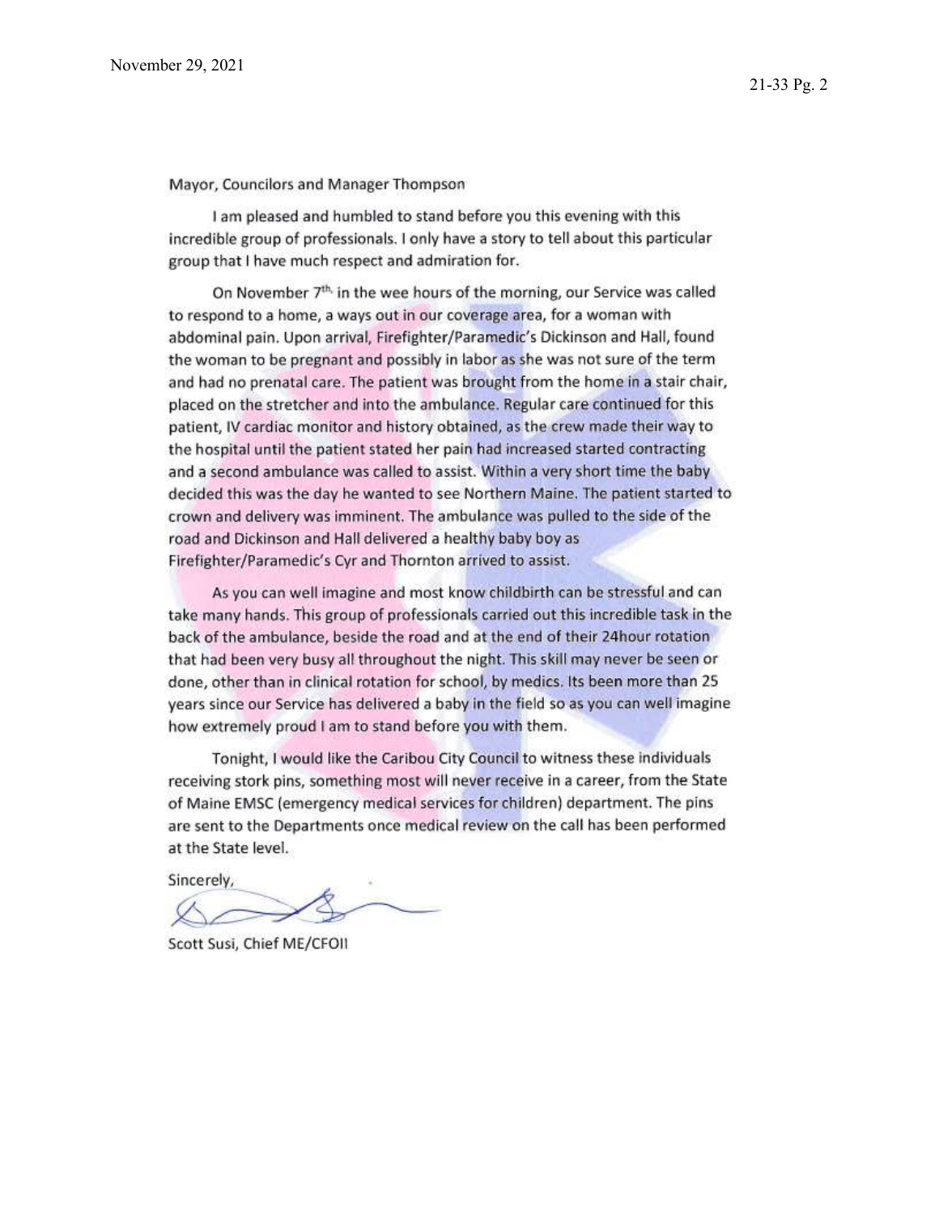Mayor, Councilors and Manager Thompson

I am pleased and humbled to stand before you this evening with this incredible group of professionals. I only have a story to tell about this particular group that I have much respect and admiration for.

On November 7th, in the wee hours of the morning, our Service was called to respond to a home, a ways out in our coverage area, for a woman with abdominal pain. Upon arrival, Firefighter/Paramedic's Dickinson and Hall, found the woman to be pregnant and possibly in labor as she was not sure of the term and had no prenatal care. The patient was brought from the home in a stair chair, placed on the stretcher and into the ambulance. Regular care continued for this patient, IV cardiac monitor and history obtained, as the crew made their way to the hospital until the patient stated her pain had increased started contracting and a second ambulance was called to assist. Within a very short time the baby decided this was the day he wanted to see Northern Maine. The patient started to crown and delivery was imminent. The ambulance was pulled to the side of the road and Dickinson and Hall delivered a healthy baby boy as Firefighter/Paramedic's Cyr and Thornton arrived to assist.

As you can well imagine and most know childbirth can be stressful and can take many hands. This group of professionals carried out this incredible task in the back of the ambulance, beside the road and at the end of their 24hour rotation that had been very busy all throughout the night. This skill may never be seen or done, other than in clinical rotation for school, by medics. Its been more than 25 years since our Service has delivered a baby in the field so as you can well imagine how extremely proud I am to stand before you with them.

Tonight, I would like the Caribou City Council to witness these individuals receiving stork pins, something most will never receive in a career, from the State of Maine EMSC (emergency medical services for children) department. The pins are sent to the Departments once medical review on the call has been performed at the State level.

Sincerely,

Scott Susi, Chief ME/CFOII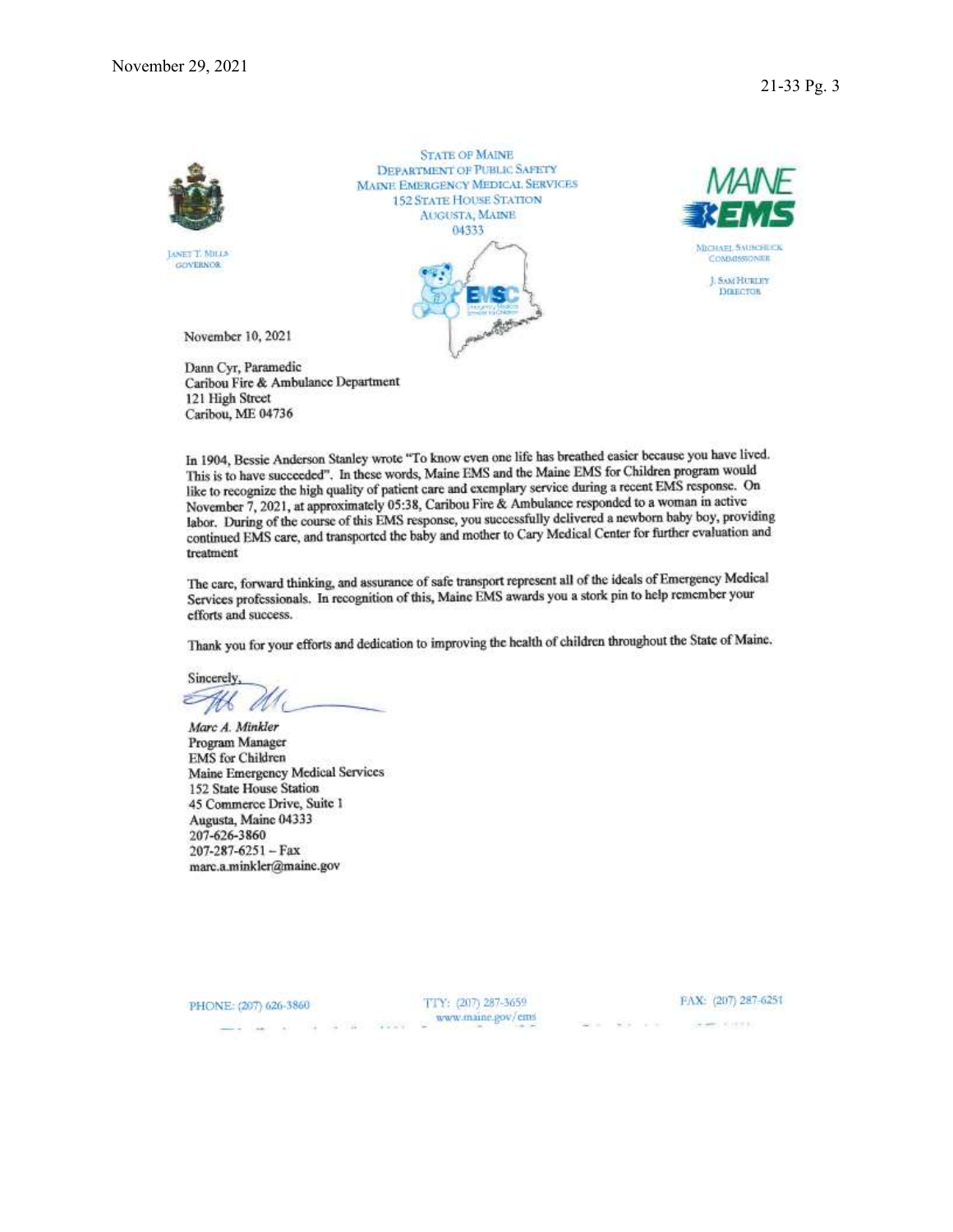STATE OF MAINE
DEPARTMENT OF PUBLIC SAFETY
MAINE EMERGENCY MEDICAL SERVICES
152 STATE HOUSE STATION
AUGUSTA, MAINE
04333

JANET T. MILLS
GOVERNOR

MICHAEL SAUSCHUCK
COMMISSIONER

J. SAM HURLEY
DIRECTOR

November 10, 2021

Dann Cyr, Paramedic
Caribou Fire & Ambulance Department
121 High Street
Caribou, ME 04736

In 1904, Bessie Anderson Stanley wrote "To know even one life has breathed easier because you have lived. This is to have succeeded". In these words, Maine EMS and the Maine EMS for Children program would like to recognize the high quality of patient care and exemplary service during a recent EMS response. On November 7, 2021, at approximately 05:38, Caribou Fire & Ambulance responded to a woman in active labor. During of the course of this EMS response, you successfully delivered a newborn baby boy, providing continued EMS care, and transported the baby and mother to Cary Medical Center for further evaluation and treatment

The care, forward thinking, and assurance of safe transport represent all of the ideals of Emergency Medical Services professionals. In recognition of this, Maine EMS awards you a stork pin to help remember your efforts and success.

Thank you for your efforts and dedication to improving the health of children throughout the State of Maine.

Sincerely,

*Marc A. Minkler*
Program Manager
EMS for Children
Maine Emergency Medical Services
152 State House Station
45 Commerce Drive, Suite 1
Augusta, Maine 04333
207-626-3860
207-287-6251 – Fax
marc.a.minkler@maine.gov

PHONE: (207) 626-3860 TTY: (207) 287-3659 FAX: (207) 287-6251
www.maine.gov/ems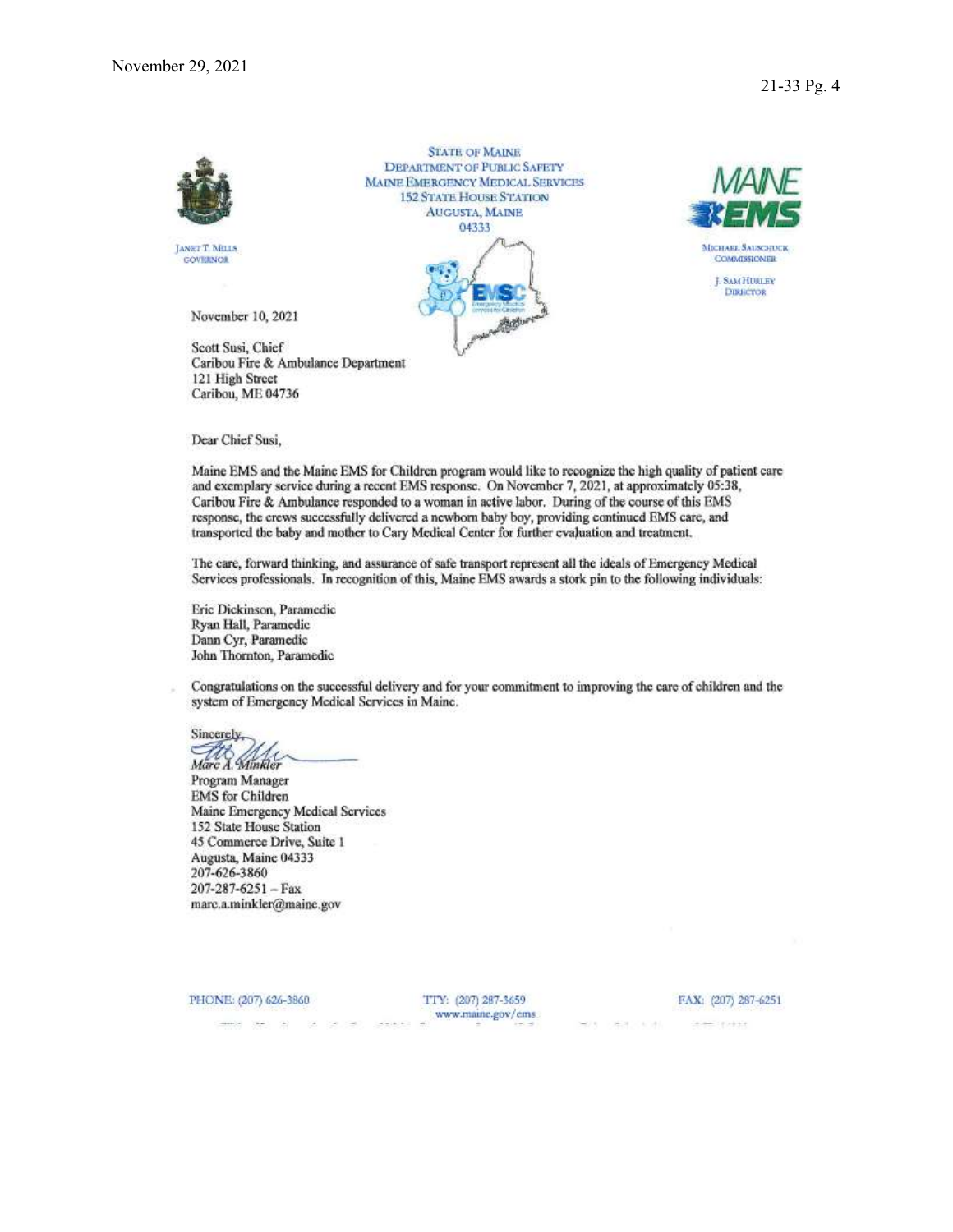STATE OF MAINE
DEPARTMENT OF PUBLIC SAFETY
MAINE EMERGENCY MEDICAL SERVICES
152 STATE HOUSE STATION
AUGUSTA, MAINE
04333

JANET T. MILLS
GOVERNOR

MICHAEL SAUSCHUCK
COMMISSIONER

J. SAM HURLEY
DIRECTOR

November 10, 2021

Scott Susi, Chief
Caribou Fire & Ambulance Department
121 High Street
Caribou, ME 04736

Dear Chief Susi,

Maine EMS and the Maine EMS for Children program would like to recognize the high quality of patient care and exemplary service during a recent EMS response. On November 7, 2021, at approximately 05:38, Caribou Fire & Ambulance responded to a woman in active labor. During of the course of this EMS response, the crews successfully delivered a newborn baby boy, providing continued EMS care, and transported the baby and mother to Cary Medical Center for further evaluation and treatment.

The care, forward thinking, and assurance of safe transport represent all the ideals of Emergency Medical Services professionals. In recognition of this, Maine EMS awards a stork pin to the following individuals:

Eric Dickinson, Paramedic
Ryan Hall, Paramedic
Dann Cyr, Paramedic
John Thornton, Paramedic

Congratulations on the successful delivery and for your commitment to improving the care of children and the system of Emergency Medical Services in Maine.

Sincerely,

Marc A. Minkler
Program Manager
EMS for Children
Maine Emergency Medical Services
152 State House Station
45 Commerce Drive, Suite 1
Augusta, Maine 04333
207-626-3860
207-287-6251 – Fax
marc.a.minkler@maine.gov

PHONE: (207) 626-3860 TTY: (207) 287-3659 FAX: (207) 287-6251
www.maine.gov/ems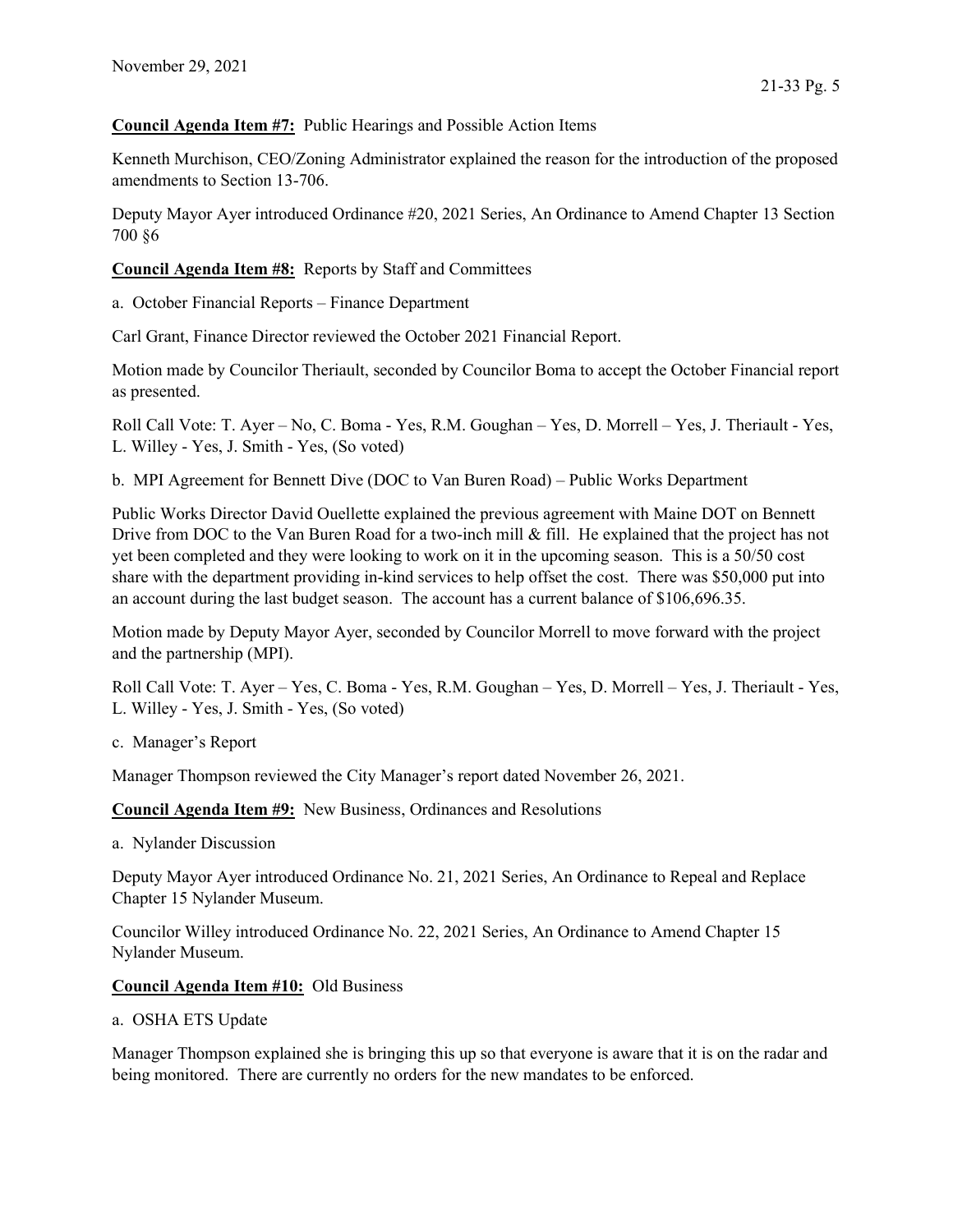**Council Agenda Item #7:** Public Hearings and Possible Action Items

Kenneth Murchison, CEO/Zoning Administrator explained the reason for the introduction of the proposed amendments to Section 13-706.

Deputy Mayor Ayer introduced Ordinance #20, 2021 Series, An Ordinance to Amend Chapter 13 Section 700 §6

**Council Agenda Item #8:** Reports by Staff and Committees

a. October Financial Reports – Finance Department

Carl Grant, Finance Director reviewed the October 2021 Financial Report.

Motion made by Councilor Theriault, seconded by Councilor Boma to accept the October Financial report as presented.

Roll Call Vote: T. Ayer – No, C. Boma - Yes, R.M. Goughan – Yes, D. Morrell – Yes, J. Theriault - Yes, L. Willey - Yes, J. Smith - Yes, (So voted)

b. MPI Agreement for Bennett Dive (DOC to Van Buren Road) – Public Works Department

Public Works Director David Ouellette explained the previous agreement with Maine DOT on Bennett Drive from DOC to the Van Buren Road for a two-inch mill & fill. He explained that the project has not yet been completed and they were looking to work on it in the upcoming season. This is a 50/50 cost share with the department providing in-kind services to help offset the cost. There was $50,000 put into an account during the last budget season. The account has a current balance of $106,696.35.

Motion made by Deputy Mayor Ayer, seconded by Councilor Morrell to move forward with the project and the partnership (MPI).

Roll Call Vote: T. Ayer – Yes, C. Boma - Yes, R.M. Goughan – Yes, D. Morrell – Yes, J. Theriault - Yes, L. Willey - Yes, J. Smith - Yes, (So voted)

c. Manager's Report

Manager Thompson reviewed the City Manager's report dated November 26, 2021.

**Council Agenda Item #9:** New Business, Ordinances and Resolutions

a. Nylander Discussion

Deputy Mayor Ayer introduced Ordinance No. 21, 2021 Series, An Ordinance to Repeal and Replace Chapter 15 Nylander Museum.

Councilor Willey introduced Ordinance No. 22, 2021 Series, An Ordinance to Amend Chapter 15 Nylander Museum.

**Council Agenda Item #10:** Old Business

a. OSHA ETS Update

Manager Thompson explained she is bringing this up so that everyone is aware that it is on the radar and being monitored. There are currently no orders for the new mandates to be enforced.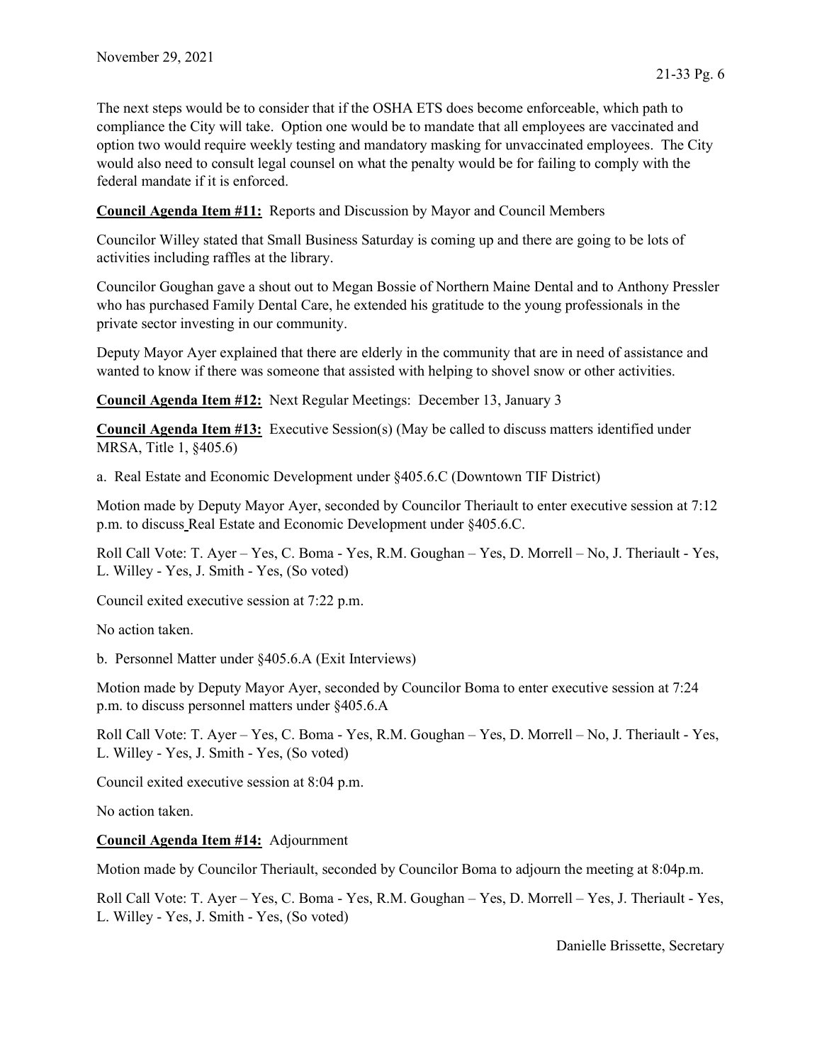The next steps would be to consider that if the OSHA ETS does become enforceable, which path to compliance the City will take. Option one would be to mandate that all employees are vaccinated and option two would require weekly testing and mandatory masking for unvaccinated employees. The City would also need to consult legal counsel on what the penalty would be for failing to comply with the federal mandate if it is enforced.

**Council Agenda Item #11:** Reports and Discussion by Mayor and Council Members

Councilor Willey stated that Small Business Saturday is coming up and there are going to be lots of activities including raffles at the library.

Councilor Goughan gave a shout out to Megan Bossie of Northern Maine Dental and to Anthony Pressler who has purchased Family Dental Care, he extended his gratitude to the young professionals in the private sector investing in our community.

Deputy Mayor Ayer explained that there are elderly in the community that are in need of assistance and wanted to know if there was someone that assisted with helping to shovel snow or other activities.

**Council Agenda Item #12:** Next Regular Meetings: December 13, January 3

**Council Agenda Item #13:** Executive Session(s) (May be called to discuss matters identified under MRSA, Title 1, §405.6)

a. Real Estate and Economic Development under §405.6.C (Downtown TIF District)

Motion made by Deputy Mayor Ayer, seconded by Councilor Theriault to enter executive session at 7:12 p.m. to discuss Real Estate and Economic Development under §405.6.C.

Roll Call Vote: T. Ayer – Yes, C. Boma - Yes, R.M. Goughan – Yes, D. Morrell – No, J. Theriault - Yes, L. Willey - Yes, J. Smith - Yes, (So voted)

Council exited executive session at 7:22 p.m.

No action taken.

b. Personnel Matter under §405.6.A (Exit Interviews)

Motion made by Deputy Mayor Ayer, seconded by Councilor Boma to enter executive session at 7:24 p.m. to discuss personnel matters under §405.6.A

Roll Call Vote: T. Ayer – Yes, C. Boma - Yes, R.M. Goughan – Yes, D. Morrell – No, J. Theriault - Yes, L. Willey - Yes, J. Smith - Yes, (So voted)

Council exited executive session at 8:04 p.m.

No action taken.

**Council Agenda Item #14:** Adjournment

Motion made by Councilor Theriault, seconded by Councilor Boma to adjourn the meeting at 8:04p.m.

Roll Call Vote: T. Ayer – Yes, C. Boma - Yes, R.M. Goughan – Yes, D. Morrell – Yes, J. Theriault - Yes, L. Willey - Yes, J. Smith - Yes, (So voted)

Danielle Brissette, Secretary